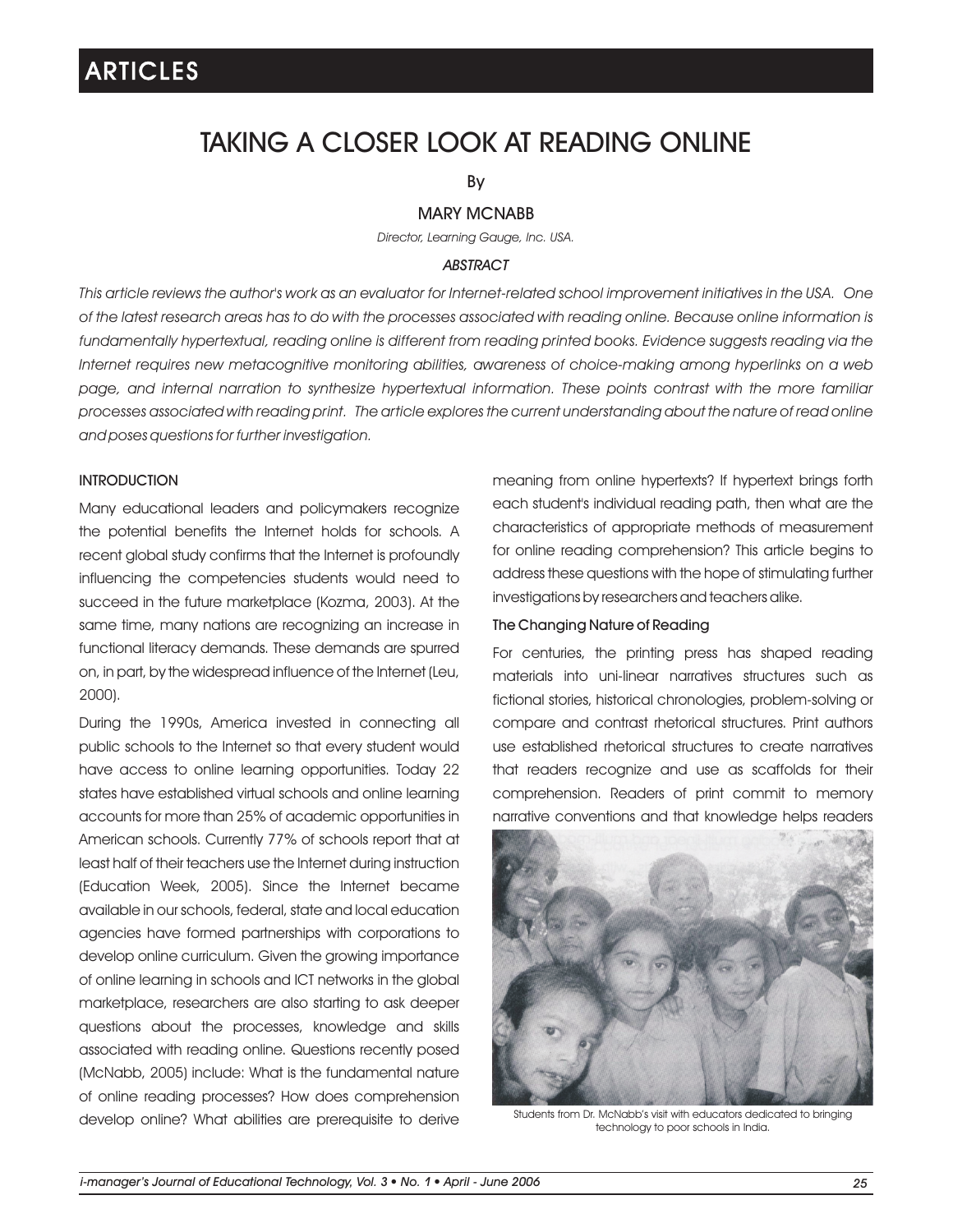# TAKING A CLOSER LOOK AT READING ONLINE

By

MARY MCNABB

*Director, Learning Gauge, Inc. USA.*

## *ABSTRACT*

*This article reviews the author's work as an evaluator for Internet-related school improvement initiatives in the USA. One of the latest research areas has to do with the processes associated with reading online. Because online information is fundamentally hypertextual, reading online is different from reading printed books. Evidence suggests reading via the Internet requires new metacognitive monitoring abilities, awareness of choice-making among hyperlinks on a web page, and internal narration to synthesize hypertextual information. These points contrast with the more familiar processes associated with reading print. The article explores the current understanding about the nature of read online and poses questions for further investigation.*

## INTRODUCTION

Many educational leaders and policymakers recognize the potential benefits the Internet holds for schools. A recent global study confirms that the Internet is profoundly influencing the competencies students would need to succeed in the future marketplace (Kozma, 2003). At the same time, many nations are recognizing an increase in functional literacy demands. These demands are spurred on, in part, by the widespread influence of the Internet (Leu, 2000).

During the 1990s, America invested in connecting all public schools to the Internet so that every student would have access to online learning opportunities. Today 22 states have established virtual schools and online learning accounts for more than 25% of academic opportunities in American schools. Currently 77% of schools report that at least half of their teachers use the Internet during instruction (Education Week, 2005). Since the Internet became available in our schools, federal, state and local education agencies have formed partnerships with corporations to develop online curriculum. Given the growing importance of online learning in schools and ICT networks in the global marketplace, researchers are also starting to ask deeper questions about the processes, knowledge and skills associated with reading online. Questions recently posed (McNabb, 2005) include: What is the fundamental nature of online reading processes? How does comprehension develop online? What abilities are prerequisite to derive meaning from online hypertexts? If hypertext brings forth each student's individual reading path, then what are the characteristics of appropriate methods of measurement for online reading comprehension? This article begins to address these questions with the hope of stimulating further investigations by researchers and teachers alike.

### The Changing Nature of Reading

For centuries, the printing press has shaped reading materials into uni-linear narratives structures such as fictional stories, historical chronologies, problem-solving or compare and contrast rhetorical structures. Print authors use established rhetorical structures to create narratives that readers recognize and use as scaffolds for their comprehension. Readers of print commit to memory narrative conventions and that knowledge helps readers

Students from Dr. McNabb's visit with educators dedicated to bringing technology to poor schools in India.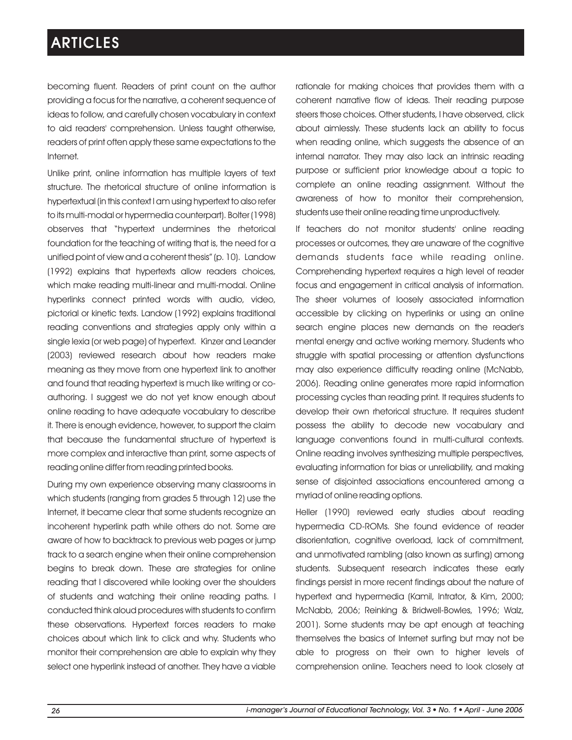becoming fluent. Readers of print count on the author providing a focus for the narrative, a coherent sequence of ideas to follow, and carefully chosen vocabulary in context to aid readers' comprehension. Unless taught otherwise, readers of print often apply these same expectations to the Internet.

Unlike print, online information has multiple layers of text structure. The rhetorical structure of online information is hypertextual (in this context I am using hypertext to also refer to its multi-modal or hypermedia counterpart). Bolter (1998) observes that "hypertext undermines the rhetorical foundation for the teaching of writing that is, the need for a unified point of view and a coherent thesis" (p. 10). Landow (1992) explains that hypertexts allow readers choices, which make reading multi-linear and multi-modal. Online hyperlinks connect printed words with audio, video, pictorial or kinetic texts. Landow (1992) explains traditional reading conventions and strategies apply only within a single lexia (or web page) of hypertext. Kinzer and Leander (2003) reviewed research about how readers make meaning as they move from one hypertext link to another and found that reading hypertext is much like writing or co-authoring. I suggest we do not yet know enough about online reading to have adequate vocabulary to describe it. There is enough evidence, however, to support the claim that because the fundamental structure of hypertext is more complex and interactive than print, some aspects of reading online differ from reading printed books.

During my own experience observing many classrooms in which students (ranging from grades 5 through 12) use the Internet, it became clear that some students recognize an incoherent hyperlink path while others do not. Some are aware of how to backtrack to previous web pages or jump track to a search engine when their online comprehension begins to break down. These are strategies for online reading that I discovered while looking over the shoulders of students and watching their online reading paths. I conducted think aloud procedures with students to confirm these observations. Hypertext forces readers to make choices about which link to click and why. Students who monitor their comprehension are able to explain why they select one hyperlink instead of another. They have a viable rationale for making choices that provides them with a coherent narrative flow of ideas. Their reading purpose steers those choices. Other students, I have observed, click about aimlessly. These students lack an ability to focus when reading online, which suggests the absence of an internal narrator. They may also lack an intrinsic reading purpose or sufficient prior knowledge about a topic to complete an online reading assignment. Without the awareness of how to monitor their comprehension, students use their online reading time unproductively.

If teachers do not monitor students' online reading processes or outcomes, they are unaware of the cognitive demands students face while reading online. Comprehending hypertext requires a high level of reader focus and engagement in critical analysis of information. The sheer volumes of loosely associated information accessible by clicking on hyperlinks or using an online search engine places new demands on the reader's mental energy and active working memory. Students who struggle with spatial processing or attention dysfunctions may also experience difficulty reading online (McNabb, 2006). Reading online generates more rapid information processing cycles than reading print. It requires students to develop their own rhetorical structure. It requires student possess the ability to decode new vocabulary and language conventions found in multi-cultural contexts. Online reading involves synthesizing multiple perspectives, evaluating information for bias or unreliability, and making sense of disjointed associations encountered among a myriad of online reading options.

Heller (1990) reviewed early studies about reading hypermedia CD-ROMs. She found evidence of reader disorientation, cognitive overload, lack of commitment, and unmotivated rambling (also known as surfing) among students. Subsequent research indicates these early findings persist in more recent findings about the nature of hypertext and hypermedia (Kamil, Intrator, & Kim, 2000; McNabb, 2006; Reinking & Bridwell-Bowles, 1996; Walz, 2001). Some students may be apt enough at teaching themselves the basics of Internet surfing but may not be able to progress on their own to higher levels of comprehension online. Teachers need to look closely at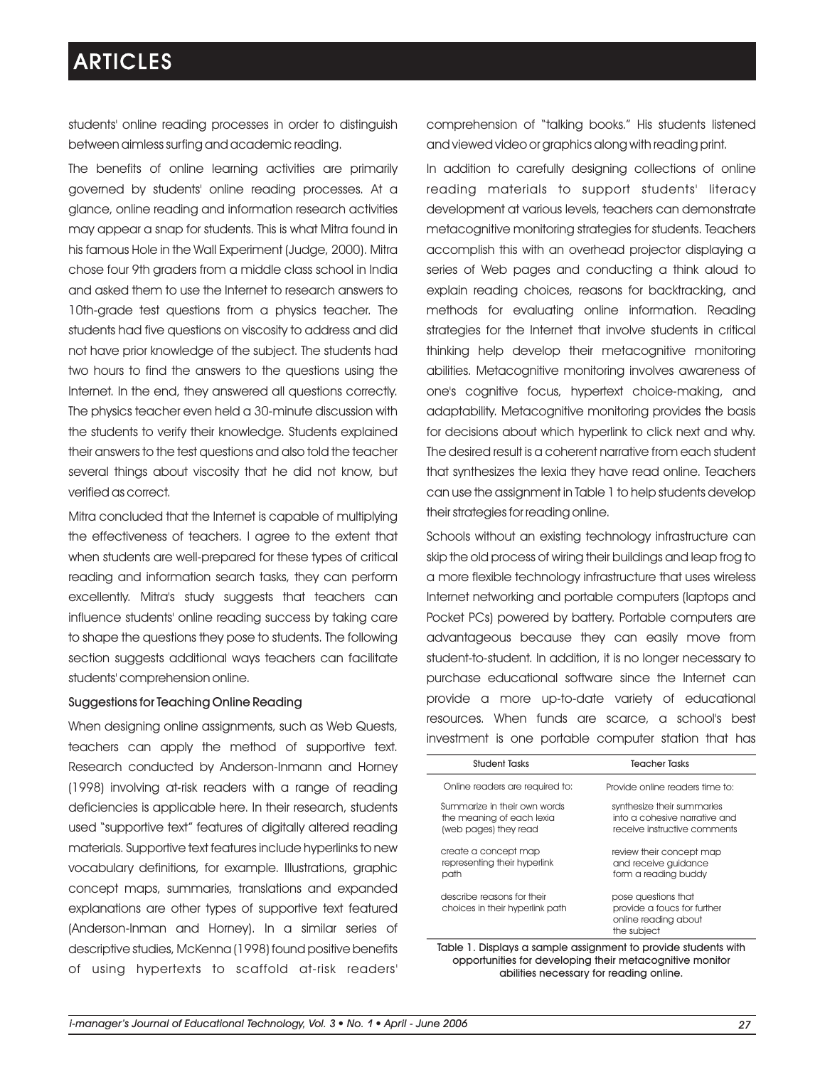students' online reading processes in order to distinguish between aimless surfing and academic reading.

The benefits of online learning activities are primarily governed by students' online reading processes. At a glance, online reading and information research activities may appear a snap for students. This is what Mitra found in his famous Hole in the Wall Experiment (Judge, 2000). Mitra chose four 9th graders from a middle class school in India and asked them to use the Internet to research answers to 10th-grade test questions from a physics teacher. The students had five questions on viscosity to address and did not have prior knowledge of the subject. The students had two hours to find the answers to the questions using the Internet. In the end, they answered all questions correctly. The physics teacher even held a 30-minute discussion with the students to verify their knowledge. Students explained their answers to the test questions and also told the teacher several things about viscosity that he did not know, but verified as correct.

Mitra concluded that the Internet is capable of multiplying the effectiveness of teachers. I agree to the extent that when students are well-prepared for these types of critical reading and information search tasks, they can perform excellently. Mitra's study suggests that teachers can influence students' online reading success by taking care to shape the questions they pose to students. The following section suggests additional ways teachers can facilitate students' comprehension online.

### Suggestions for Teaching Online Reading

When designing online assignments, such as Web Quests, teachers can apply the method of supportive text. Research conducted by Anderson-Inmann and Horney (1998) involving at-risk readers with a range of reading deficiencies is applicable here. In their research, students used "supportive text" features of digitally altered reading materials. Supportive text features include hyperlinks to new vocabulary definitions, for example. Illustrations, graphic concept maps, summaries, translations and expanded explanations are other types of supportive text featured (Anderson-Inman and Horney). In a similar series of descriptive studies, McKenna (1998) found positive benefits of using hypertexts to scaffold at-risk readers' comprehension of "talking books." His students listened and viewed video or graphics along with reading print.

In addition to carefully designing collections of online reading materials to support students' literacy development at various levels, teachers can demonstrate metacognitive monitoring strategies for students. Teachers accomplish this with an overhead projector displaying a series of Web pages and conducting a think aloud to explain reading choices, reasons for backtracking, and methods for evaluating online information. Reading strategies for the Internet that involve students in critical thinking help develop their metacognitive monitoring abilities. Metacognitive monitoring involves awareness of one's cognitive focus, hypertext choice-making, and adaptability. Metacognitive monitoring provides the basis for decisions about which hyperlink to click next and why. The desired result is a coherent narrative from each student that synthesizes the lexia they have read online. Teachers can use the assignment in Table 1 to help students develop their strategies for reading online.

Schools without an existing technology infrastructure can skip the old process of wiring their buildings and leap frog to a more flexible technology infrastructure that uses wireless Internet networking and portable computers (laptops and Pocket PCs) powered by battery. Portable computers are advantageous because they can easily move from student-to-student. In addition, it is no longer necessary to purchase educational software since the Internet can provide a more up-to-date variety of educational resources. When funds are scarce, a school's best investment is one portable computer station that has

| Student Tasks | Teacher Tasks |
|---|---|
| Online readers are required to: | Provide online readers time to: |
| Summarize in their own words the meaning of each lexia (web pages) they read | synthesize their summaries into a cohesive narrative and receive instructive comments |
| create a concept map representing their hyperlink path | review their concept map and receive guidance form a reading buddy |
| describe reasons for their choices in their hyperlink path | pose questions that provide a foucs for further online reading about the subject |

Table 1. Displays a sample assignment to provide students with opportunities for developing their metacognitive monitor abilities necessary for reading online.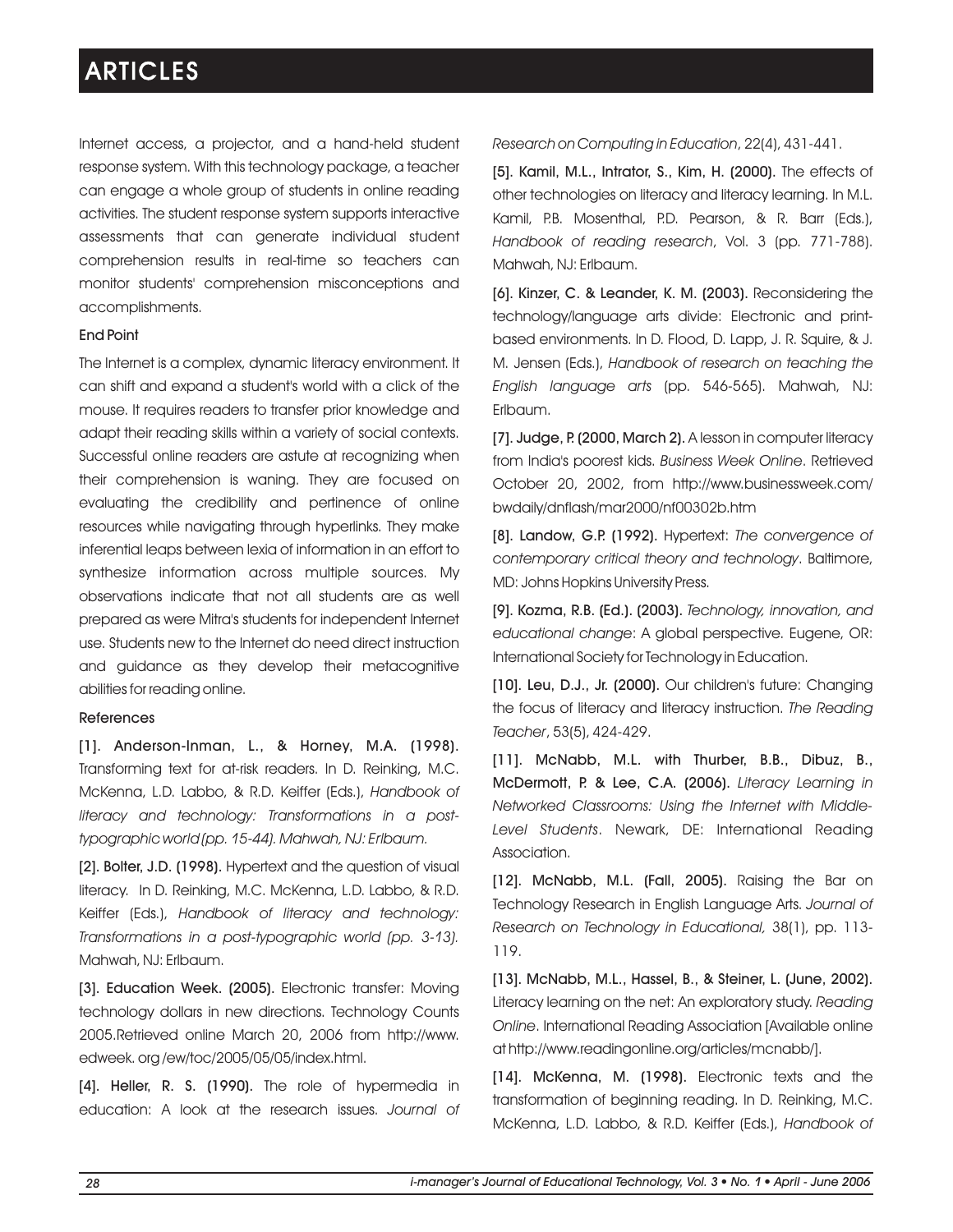Internet access, a projector, and a hand-held student response system. With this technology package, a teacher can engage a whole group of students in online reading activities. The student response system supports interactive assessments that can generate individual student comprehension results in real-time so teachers can monitor students' comprehension misconceptions and accomplishments.

### End Point

The Internet is a complex, dynamic literacy environment. It can shift and expand a student's world with a click of the mouse. It requires readers to transfer prior knowledge and adapt their reading skills within a variety of social contexts. Successful online readers are astute at recognizing when their comprehension is waning. They are focused on evaluating the credibility and pertinence of online resources while navigating through hyperlinks. They make inferential leaps between lexia of information in an effort to synthesize information across multiple sources. My observations indicate that not all students are as well prepared as were Mitra's students for independent Internet use. Students new to the Internet do need direct instruction and guidance as they develop their metacognitive abilities for reading online.

### References

[1]. **Anderson-Inman, L., & Horney, M.A. (1998).** Transforming text for at-risk readers. In D. Reinking, M.C. McKenna, L.D. Labbo, & R.D. Keiffer (Eds.), *Handbook of literacy and technology: Transformations in a post-typographic world (pp. 15-44). Mahwah, NJ: Erlbaum.*

[2]. **Bolter, J.D. (1998).** Hypertext and the question of visual literacy. In D. Reinking, M.C. McKenna, L.D. Labbo, & R.D. Keiffer (Eds.), *Handbook of literacy and technology: Transformations in a post-typographic world (pp. 3-13).* Mahwah, NJ: Erlbaum.

[3]. **Education Week. (2005).** Electronic transfer: Moving technology dollars in new directions. Technology Counts 2005.Retrieved online March 20, 2006 from http://www. edweek. org /ew/toc/2005/05/05/index.html.

[4]. **Heller, R. S. (1990).** The role of hypermedia in education: A look at the research issues. *Journal of Research on Computing in Education*, 22(4), 431-441.

[5]. **Kamil, M.L., Intrator, S., Kim, H. (2000).** The effects of other technologies on literacy and literacy learning. In M.L. Kamil, P.B. Mosenthal, P.D. Pearson, & R. Barr (Eds.), *Handbook of reading research*, Vol. 3 (pp. 771-788). Mahwah, NJ: Erlbaum.

[6]. **Kinzer, C. & Leander, K. M. (2003).** Reconsidering the technology/language arts divide: Electronic and print-based environments. In D. Flood, D. Lapp, J. R. Squire, & J. M. Jensen (Eds.), *Handbook of research on teaching the English language arts* (pp. 546-565). Mahwah, NJ: Erlbaum.

[7]. **Judge, P. (2000, March 2).** A lesson in computer literacy from India's poorest kids. *Business Week Online*. Retrieved October 20, 2002, from http://www.businessweek.com/ bwdaily/dnflash/mar2000/nf00302b.htm

[8]. **Landow, G.P. (1992).** Hypertext: *The convergence of contemporary critical theory and technology*. Baltimore, MD: Johns Hopkins University Press.

[9]. **Kozma, R.B. (Ed.). (2003).** *Technology, innovation, and educational change*: A global perspective. Eugene, OR: International Society for Technology in Education.

[10]. **Leu, D.J., Jr. (2000).** Our children's future: Changing the focus of literacy and literacy instruction. *The Reading Teacher*, 53(5), 424-429.

[11]. **McNabb, M.L. with Thurber, B.B., Dibuz, B., McDermott, P. & Lee, C.A. (2006).** *Literacy Learning in Networked Classrooms: Using the Internet with Middle-Level Students*. Newark, DE: International Reading Association.

[12]. **McNabb, M.L. (Fall, 2005).** Raising the Bar on Technology Research in English Language Arts. *Journal of Research on Technology in Educational,* 38(1), pp. 113-119.

[13]. **McNabb, M.L., Hassel, B., & Steiner, L. (June, 2002).** Literacy learning on the net: An exploratory study. *Reading Online*. International Reading Association [Available online at http://www.readingonline.org/articles/mcnabb/].

[14]. **McKenna, M. (1998).** Electronic texts and the transformation of beginning reading. In D. Reinking, M.C. McKenna, L.D. Labbo, & R.D. Keiffer (Eds.), *Handbook of*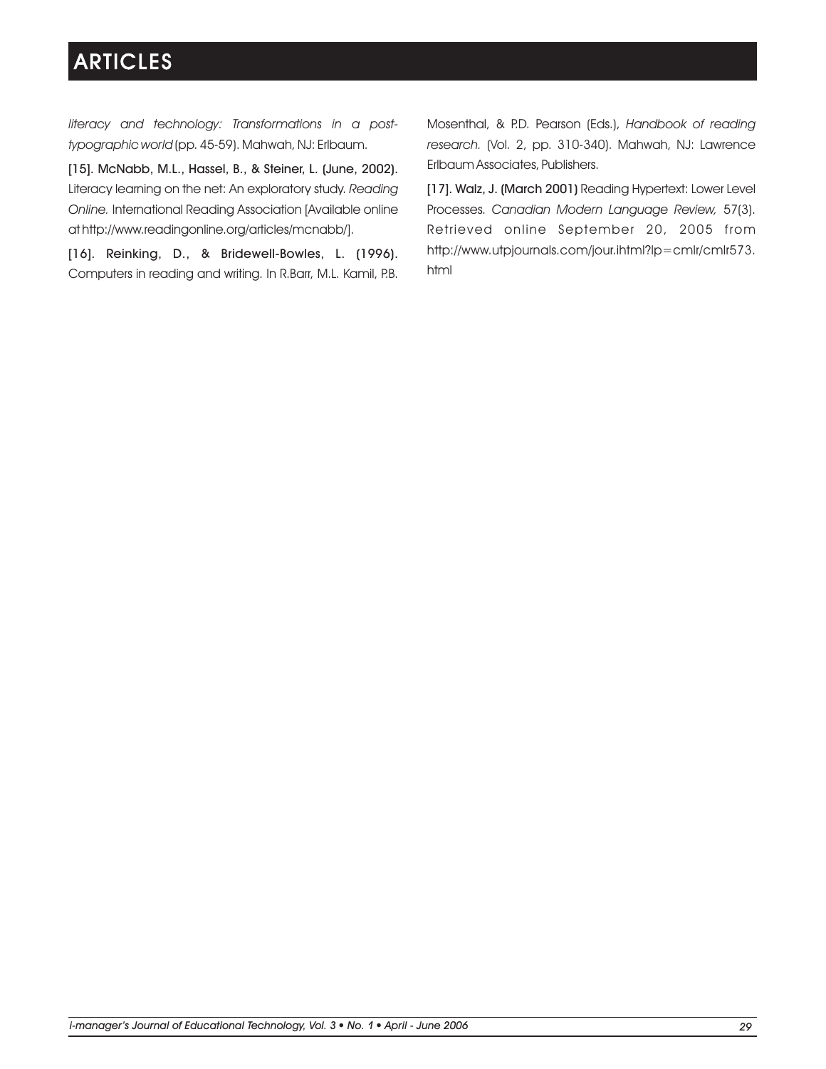*literacy and technology: Transformations in a post-typographic world* (pp. 45-59). Mahwah, NJ: Erlbaum.

**[15]. McNabb, M.L., Hassel, B., & Steiner, L. (June, 2002).** Literacy learning on the net: An exploratory study. *Reading Online.* International Reading Association [Available online at http://www.readingonline.org/articles/mcnabb/].

**[16]. Reinking, D., & Bridewell-Bowles, L. (1996).** Computers in reading and writing. In R.Barr, M.L. Kamil, P.B. Mosenthal, & P.D. Pearson (Eds.), *Handbook of reading research.* (Vol. 2, pp. 310-340). Mahwah, NJ: Lawrence Erlbaum Associates, Publishers.

**[17]. Walz, J. (March 2001)** Reading Hypertext: Lower Level Processes. *Canadian Modern Language Review,* 57(3). Retrieved online September 20, 2005 from http://www.utpjournals.com/jour.ihtml?lp=cmlr/cmlr573.html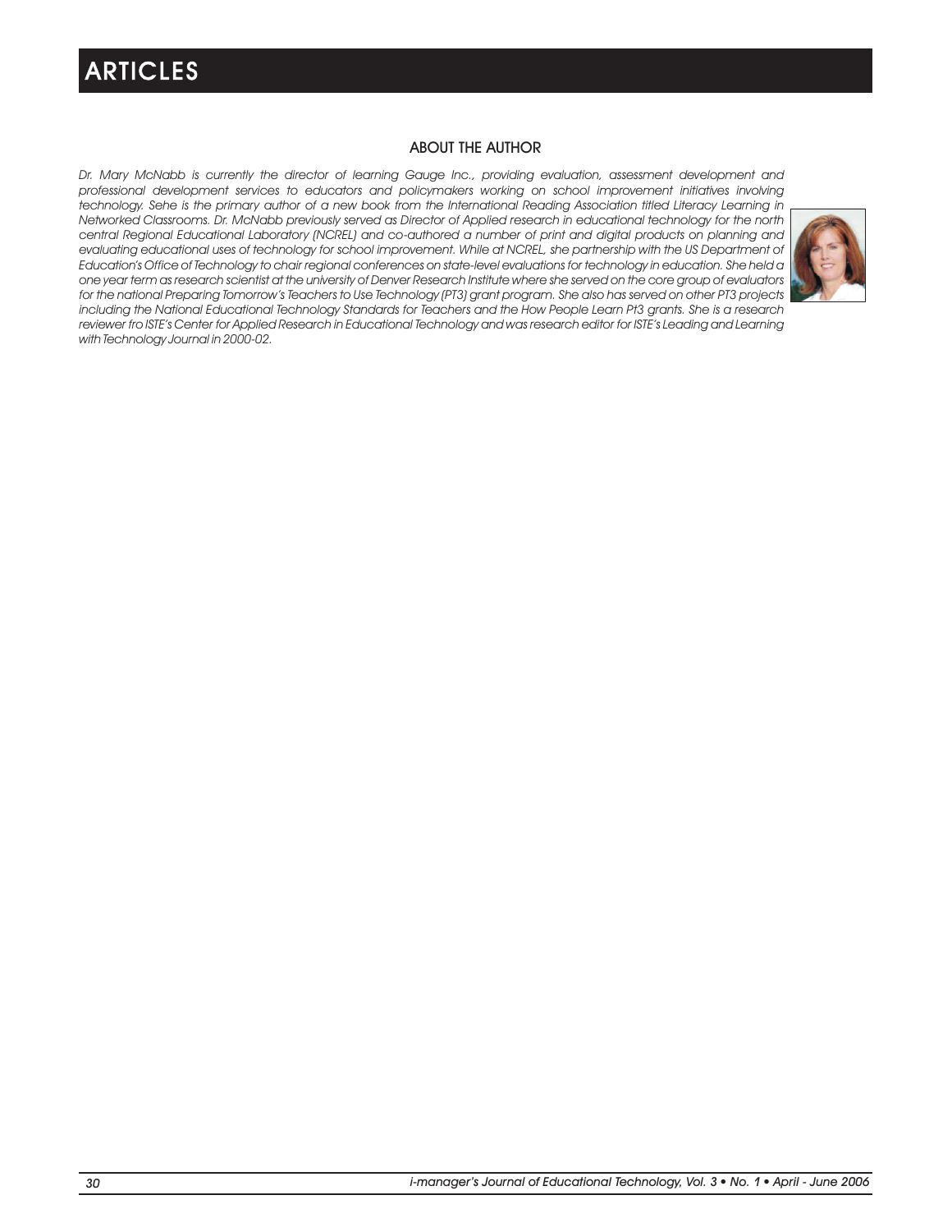## ABOUT THE AUTHOR

*Dr. Mary McNabb is currently the director of learning Gauge Inc., providing evaluation, assessment development and professional development services to educators and policymakers working on school improvement initiatives involving technology. Sehe is the primary author of a new book from the International Reading Association titled Literacy Learning in Networked Classrooms. Dr. McNabb previously served as Director of Applied research in educational technology for the north central Regional Educational Laboratory (NCREL) and co-authored a number of print and digital products on planning and evaluating educational uses of technology for school improvement. While at NCREL, she partnership with the US Department of Education's Office of Technology to chair regional conferences on state-level evaluations for technology in education. She held a one year term as research scientist at the university of Denver Research Institute where she served on the core group of evaluators for the national Preparing Tomorrow's Teachers to Use Technology (PT3) grant program. She also has served on other PT3 projects including the National Educational Technology Standards for Teachers and the How People Learn Pt3 grants. She is a research reviewer fro ISTE's Center for Applied Research in Educational Technology and was research editor for ISTE's Leading and Learning with Technology Journal in 2000-02.*